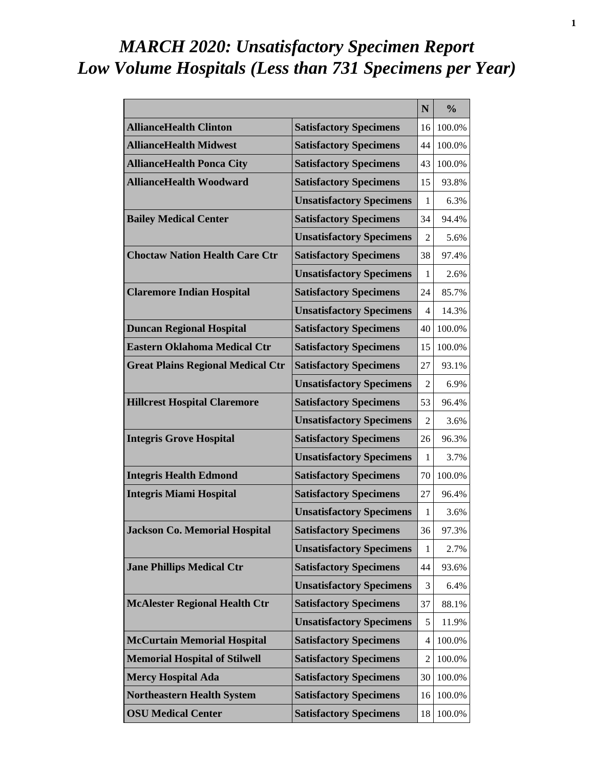# *MARCH 2020: Unsatisfactory Specimen Report*
# *Low Volume Hospitals (Less than 731 Specimens per Year)*

| | | N | % |
|---|---|---|---|
| **AllianceHealth Clinton** | **Satisfactory Specimens** | 16 | 100.0% |
| **AllianceHealth Midwest** | **Satisfactory Specimens** | 44 | 100.0% |
| **AllianceHealth Ponca City** | **Satisfactory Specimens** | 43 | 100.0% |
| **AllianceHealth Woodward** | **Satisfactory Specimens** | 15 | 93.8% |
| | **Unsatisfactory Specimens** | 1 | 6.3% |
| **Bailey Medical Center** | **Satisfactory Specimens** | 34 | 94.4% |
| | **Unsatisfactory Specimens** | 2 | 5.6% |
| **Choctaw Nation Health Care Ctr** | **Satisfactory Specimens** | 38 | 97.4% |
| | **Unsatisfactory Specimens** | 1 | 2.6% |
| **Claremore Indian Hospital** | **Satisfactory Specimens** | 24 | 85.7% |
| | **Unsatisfactory Specimens** | 4 | 14.3% |
| **Duncan Regional Hospital** | **Satisfactory Specimens** | 40 | 100.0% |
| **Eastern Oklahoma Medical Ctr** | **Satisfactory Specimens** | 15 | 100.0% |
| **Great Plains Regional Medical Ctr** | **Satisfactory Specimens** | 27 | 93.1% |
| | **Unsatisfactory Specimens** | 2 | 6.9% |
| **Hillcrest Hospital Claremore** | **Satisfactory Specimens** | 53 | 96.4% |
| | **Unsatisfactory Specimens** | 2 | 3.6% |
| **Integris Grove Hospital** | **Satisfactory Specimens** | 26 | 96.3% |
| | **Unsatisfactory Specimens** | 1 | 3.7% |
| **Integris Health Edmond** | **Satisfactory Specimens** | 70 | 100.0% |
| **Integris Miami Hospital** | **Satisfactory Specimens** | 27 | 96.4% |
| | **Unsatisfactory Specimens** | 1 | 3.6% |
| **Jackson Co. Memorial Hospital** | **Satisfactory Specimens** | 36 | 97.3% |
| | **Unsatisfactory Specimens** | 1 | 2.7% |
| **Jane Phillips Medical Ctr** | **Satisfactory Specimens** | 44 | 93.6% |
| | **Unsatisfactory Specimens** | 3 | 6.4% |
| **McAlester Regional Health Ctr** | **Satisfactory Specimens** | 37 | 88.1% |
| | **Unsatisfactory Specimens** | 5 | 11.9% |
| **McCurtain Memorial Hospital** | **Satisfactory Specimens** | 4 | 100.0% |
| **Memorial Hospital of Stilwell** | **Satisfactory Specimens** | 2 | 100.0% |
| **Mercy Hospital Ada** | **Satisfactory Specimens** | 30 | 100.0% |
| **Northeastern Health System** | **Satisfactory Specimens** | 16 | 100.0% |
| **OSU Medical Center** | **Satisfactory Specimens** | 18 | 100.0% |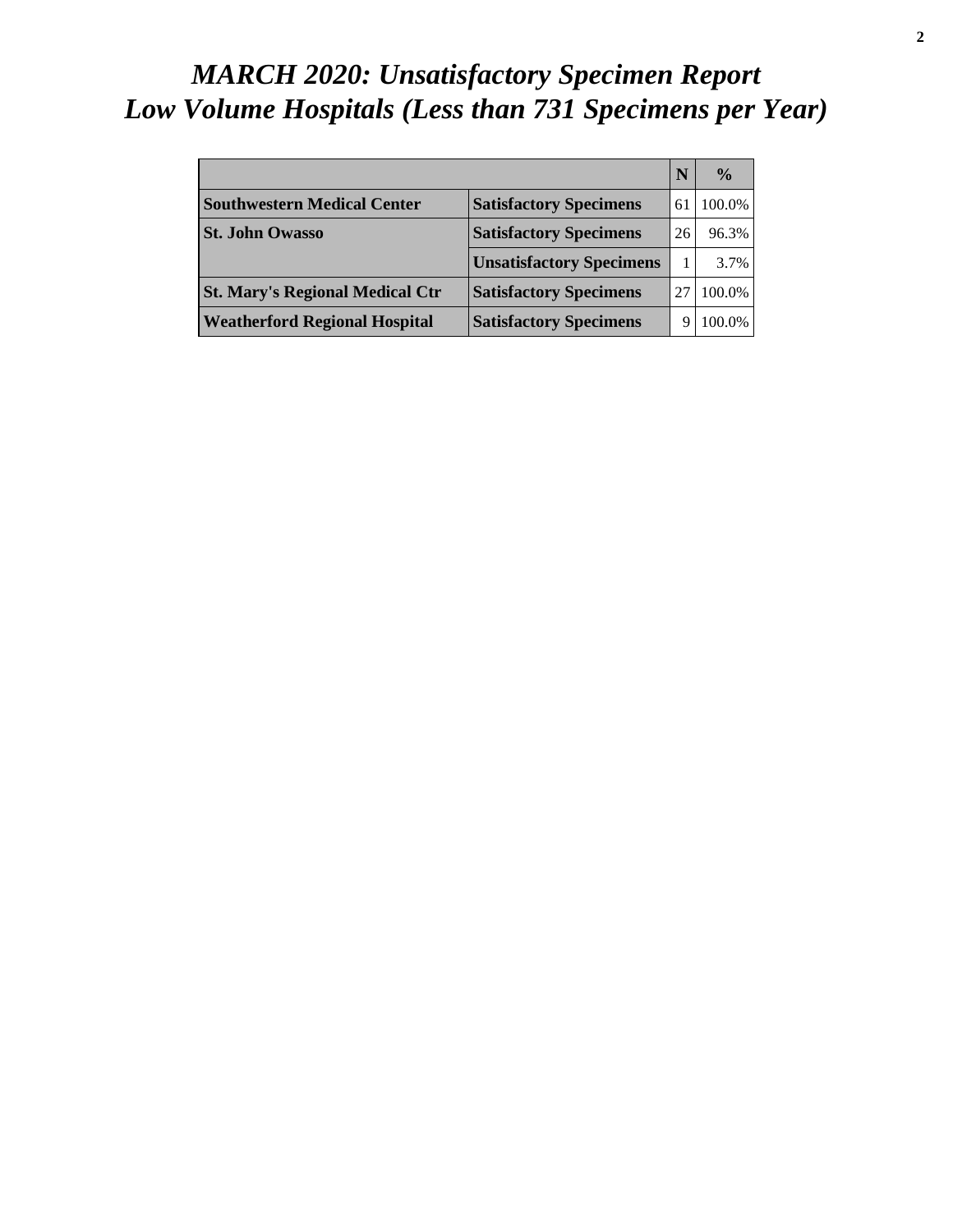# *MARCH 2020: Unsatisfactory Specimen Report*
# *Low Volume Hospitals (Less than 731 Specimens per Year)*

| | | N | % |
|---|---|---|---|
| **Southwestern Medical Center** | **Satisfactory Specimens** | 61 | 100.0% |
| **St. John Owasso** | **Satisfactory Specimens** | 26 | 96.3% |
| | **Unsatisfactory Specimens** | 1 | 3.7% |
| **St. Mary's Regional Medical Ctr** | **Satisfactory Specimens** | 27 | 100.0% |
| **Weatherford Regional Hospital** | **Satisfactory Specimens** | 9 | 100.0% |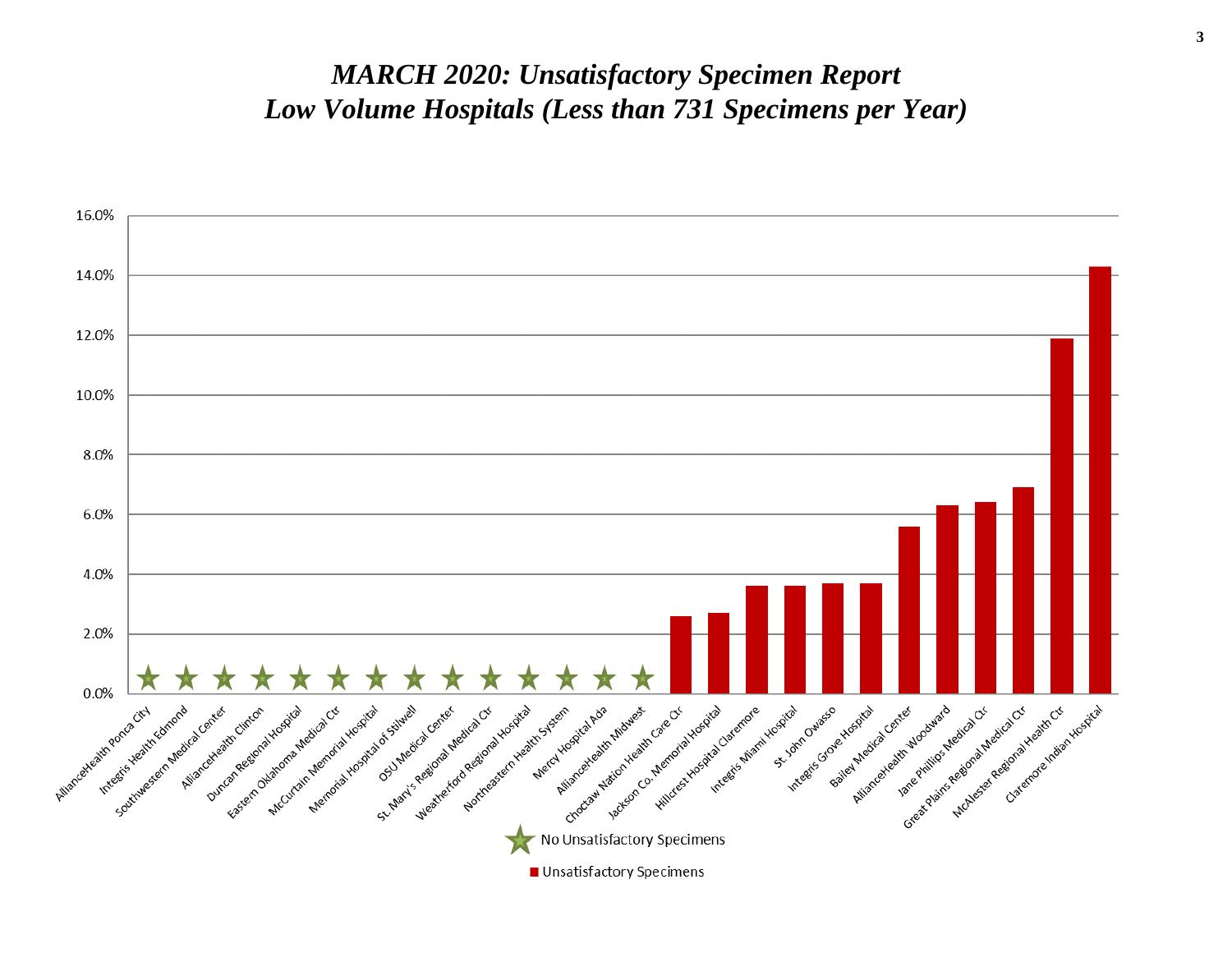# *MARCH 2020: Unsatisfactory Specimen Report*
# *Low Volume Hospitals (Less than 731 Specimens per Year)*

| Hospital | Unsatisfactory Specimens |
|---|---|
| AllianceHealth Ponca City | ★ |
| Integris Health Edmond | ★ |
| Southwestern Medical Center | ★ |
| AllianceHealth Clinton | ★ |
| Duncan Regional Hospital | ★ |
| Eastern Oklahoma Medical Ctr | ★ |
| McCurtain Memorial Hospital | ★ |
| Memorial Hospital of Stilwell | ★ |
| OSU Medical Center | ★ |
| St. Mary's Regional Medical Ctr | ★ |
| Weatherford Regional Hospital | ★ |
| Northeastern Health System | ★ |
| Mercy Hospital Ada | ★ |
| AllianceHealth Midwest | ★ |
| Choctaw Nation Health Care Ctr | 2.6% |
| Jackson Co. Memorial Hospital | 2.7% |
| Hillcrest Hospital Claremore | 3.6% |
| Integris Miami Hospital | 3.6% |
| St. John Owasso | 3.7% |
| Integris Grove Hospital | 3.7% |
| Bailey Medical Center | 5.6% |
| AllianceHealth Woodward | 6.3% |
| Jane Phillips Medical Ctr | 6.4% |
| Great Plains Regional Medical Ctr | 6.9% |
| McAlester Regional Health Ctr | 11.9% |
| Claremore Indian Hospital | 14.3% |

★ No Unsatisfactory Specimens

■ Unsatisfactory Specimens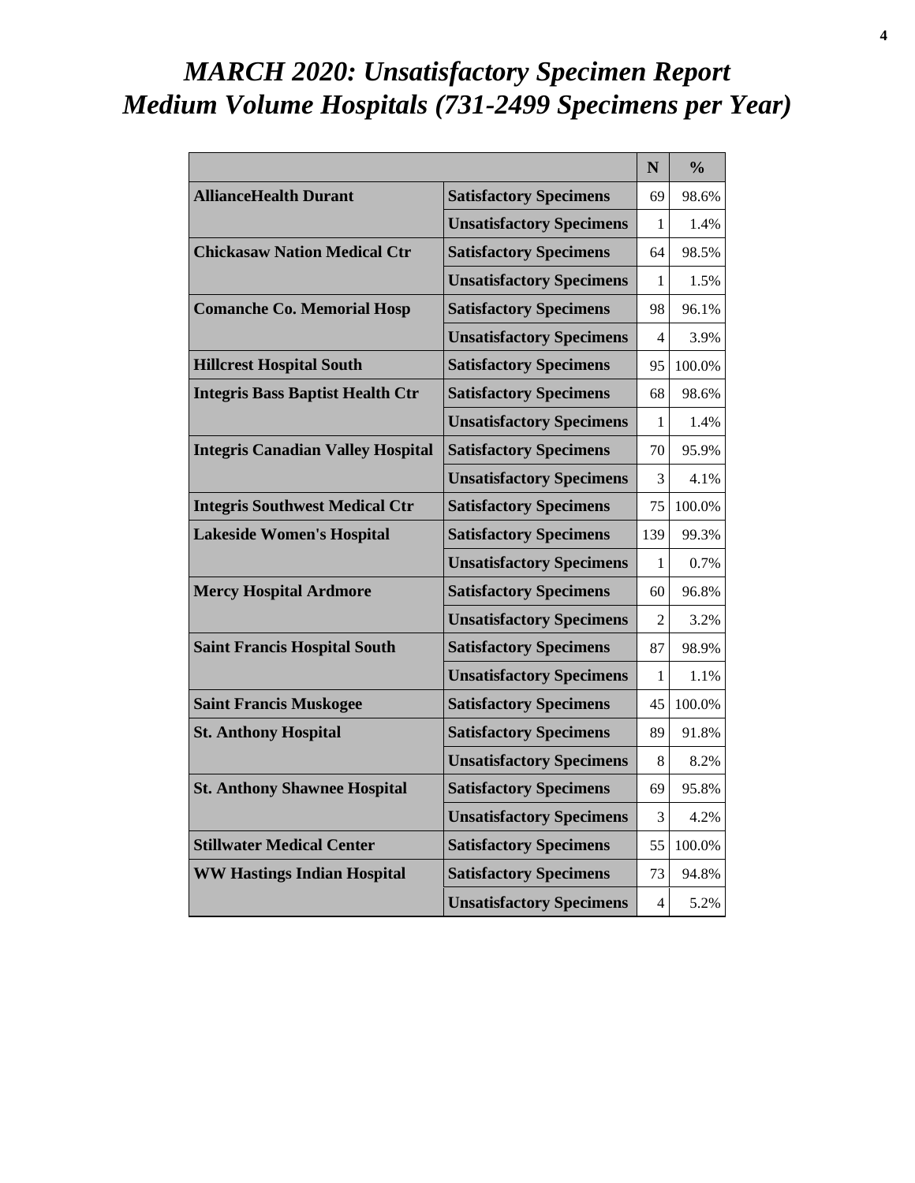# *MARCH 2020: Unsatisfactory Specimen Report*
# *Medium Volume Hospitals (731-2499 Specimens per Year)*

| | | N | % |
|---|---|---|---|
| **AllianceHealth Durant** | **Satisfactory Specimens** | 69 | 98.6% |
| | **Unsatisfactory Specimens** | 1 | 1.4% |
| **Chickasaw Nation Medical Ctr** | **Satisfactory Specimens** | 64 | 98.5% |
| | **Unsatisfactory Specimens** | 1 | 1.5% |
| **Comanche Co. Memorial Hosp** | **Satisfactory Specimens** | 98 | 96.1% |
| | **Unsatisfactory Specimens** | 4 | 3.9% |
| **Hillcrest Hospital South** | **Satisfactory Specimens** | 95 | 100.0% |
| **Integris Bass Baptist Health Ctr** | **Satisfactory Specimens** | 68 | 98.6% |
| | **Unsatisfactory Specimens** | 1 | 1.4% |
| **Integris Canadian Valley Hospital** | **Satisfactory Specimens** | 70 | 95.9% |
| | **Unsatisfactory Specimens** | 3 | 4.1% |
| **Integris Southwest Medical Ctr** | **Satisfactory Specimens** | 75 | 100.0% |
| **Lakeside Women's Hospital** | **Satisfactory Specimens** | 139 | 99.3% |
| | **Unsatisfactory Specimens** | 1 | 0.7% |
| **Mercy Hospital Ardmore** | **Satisfactory Specimens** | 60 | 96.8% |
| | **Unsatisfactory Specimens** | 2 | 3.2% |
| **Saint Francis Hospital South** | **Satisfactory Specimens** | 87 | 98.9% |
| | **Unsatisfactory Specimens** | 1 | 1.1% |
| **Saint Francis Muskogee** | **Satisfactory Specimens** | 45 | 100.0% |
| **St. Anthony Hospital** | **Satisfactory Specimens** | 89 | 91.8% |
| | **Unsatisfactory Specimens** | 8 | 8.2% |
| **St. Anthony Shawnee Hospital** | **Satisfactory Specimens** | 69 | 95.8% |
| | **Unsatisfactory Specimens** | 3 | 4.2% |
| **Stillwater Medical Center** | **Satisfactory Specimens** | 55 | 100.0% |
| **WW Hastings Indian Hospital** | **Satisfactory Specimens** | 73 | 94.8% |
| | **Unsatisfactory Specimens** | 4 | 5.2% |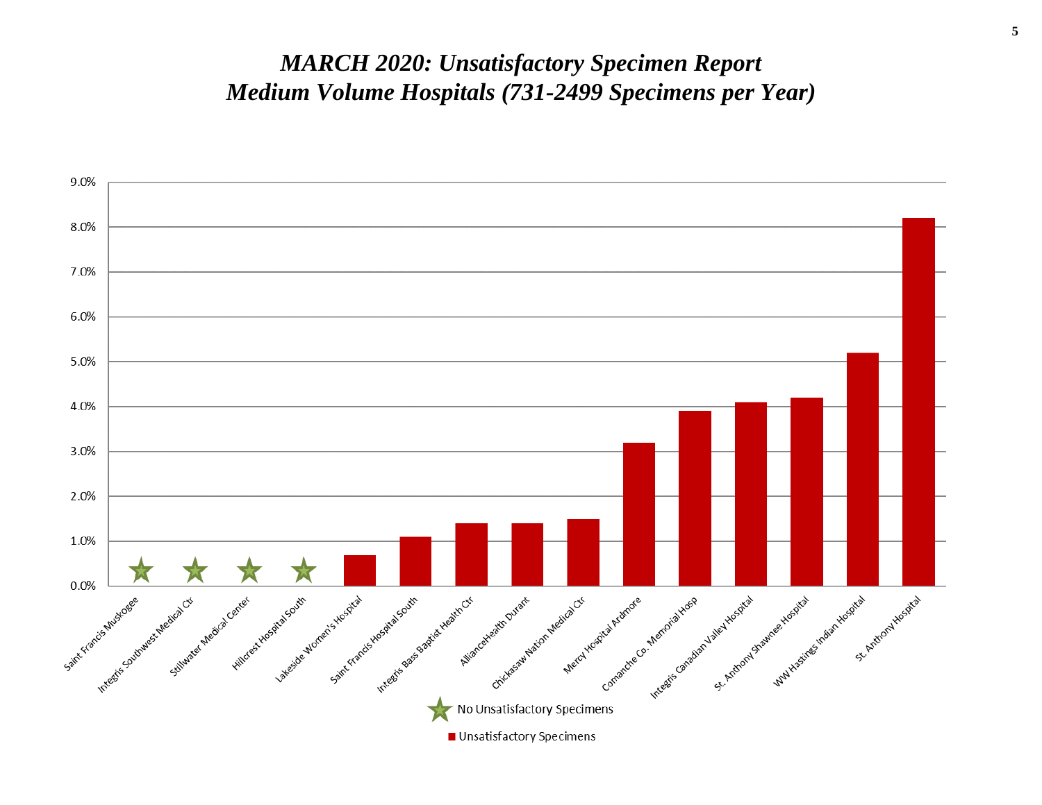# *MARCH 2020: Unsatisfactory Specimen Report*
# *Medium Volume Hospitals (731-2499 Specimens per Year)*

| Hospital | Unsatisfactory Specimens |
|---|---|
| Saint Francis Muskogee | ★ No Unsatisfactory Specimens |
| Integris Southwest Medical Ctr | ★ No Unsatisfactory Specimens |
| Stillwater Medical Center | ★ No Unsatisfactory Specimens |
| Hillcrest Hospital South | ★ No Unsatisfactory Specimens |
| Lakeside Women's Hospital | 0.7% |
| Saint Francis Hospital South | 1.1% |
| Integris Bass Baptist Health Ctr | 1.4% |
| AllianceHealth Durant | 1.4% |
| Chickasaw Nation Medical Ctr | 1.5% |
| Mercy Hospital Ardmore | 3.2% |
| Comanche Co. Memorial Hosp | 3.9% |
| Integris Canadian Valley Hospital | 4.1% |
| St. Anthony Shawnee Hospital | 4.2% |
| WW Hastings Indian Hospital | 5.2% |
| St. Anthony Hospital | 8.2% |

★ No Unsatisfactory Specimens

■ Unsatisfactory Specimens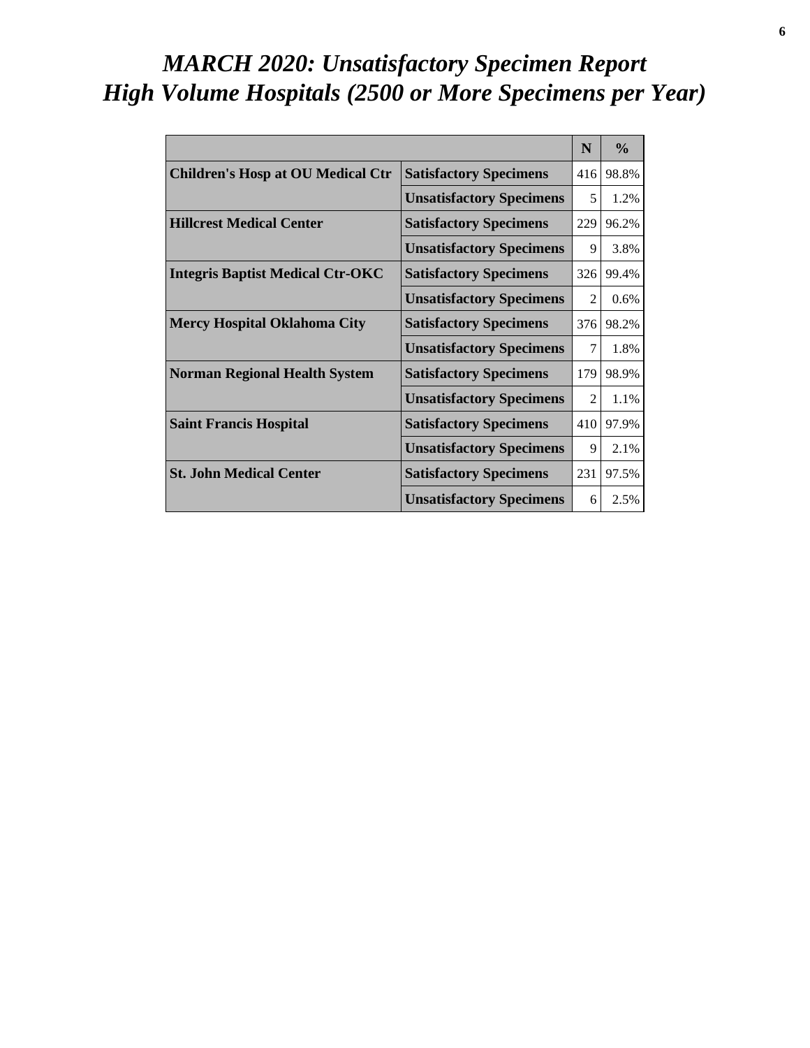# *MARCH 2020: Unsatisfactory Specimen Report*
# *High Volume Hospitals (2500 or More Specimens per Year)*

| | | N | % |
|---|---|---|---|
| **Children's Hosp at OU Medical Ctr** | **Satisfactory Specimens** | 416 | 98.8% |
| | **Unsatisfactory Specimens** | 5 | 1.2% |
| **Hillcrest Medical Center** | **Satisfactory Specimens** | 229 | 96.2% |
| | **Unsatisfactory Specimens** | 9 | 3.8% |
| **Integris Baptist Medical Ctr-OKC** | **Satisfactory Specimens** | 326 | 99.4% |
| | **Unsatisfactory Specimens** | 2 | 0.6% |
| **Mercy Hospital Oklahoma City** | **Satisfactory Specimens** | 376 | 98.2% |
| | **Unsatisfactory Specimens** | 7 | 1.8% |
| **Norman Regional Health System** | **Satisfactory Specimens** | 179 | 98.9% |
| | **Unsatisfactory Specimens** | 2 | 1.1% |
| **Saint Francis Hospital** | **Satisfactory Specimens** | 410 | 97.9% |
| | **Unsatisfactory Specimens** | 9 | 2.1% |
| **St. John Medical Center** | **Satisfactory Specimens** | 231 | 97.5% |
| | **Unsatisfactory Specimens** | 6 | 2.5% |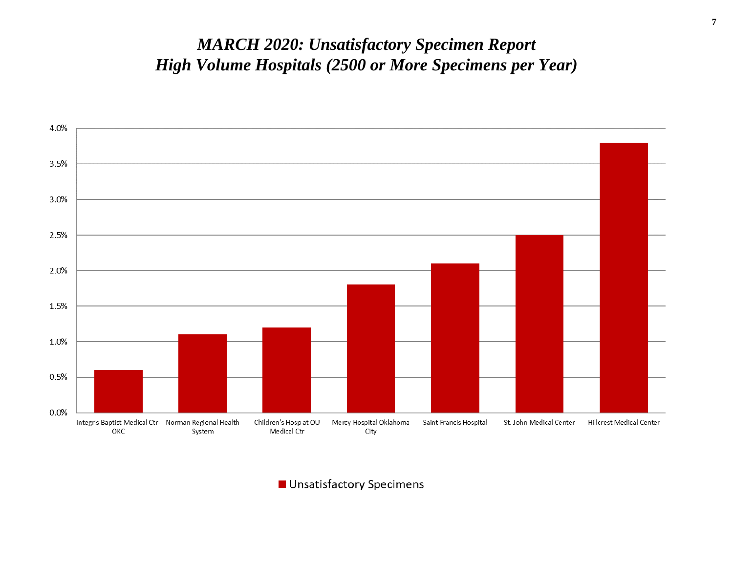# *MARCH 2020: Unsatisfactory Specimen Report*
# *High Volume Hospitals (2500 or More Specimens per Year)*

4.0%
3.5%
3.0%
2.5%
2.0%
1.5%
1.0%
0.5%
0.0%

Integris Baptist Medical Ctr-OKC
Norman Regional Health System
Children's Hosp at OU Medical Ctr
Mercy Hospital Oklahoma City
Saint Francis Hospital
St. John Medical Center
Hillcrest Medical Center

Unsatisfactory Specimens